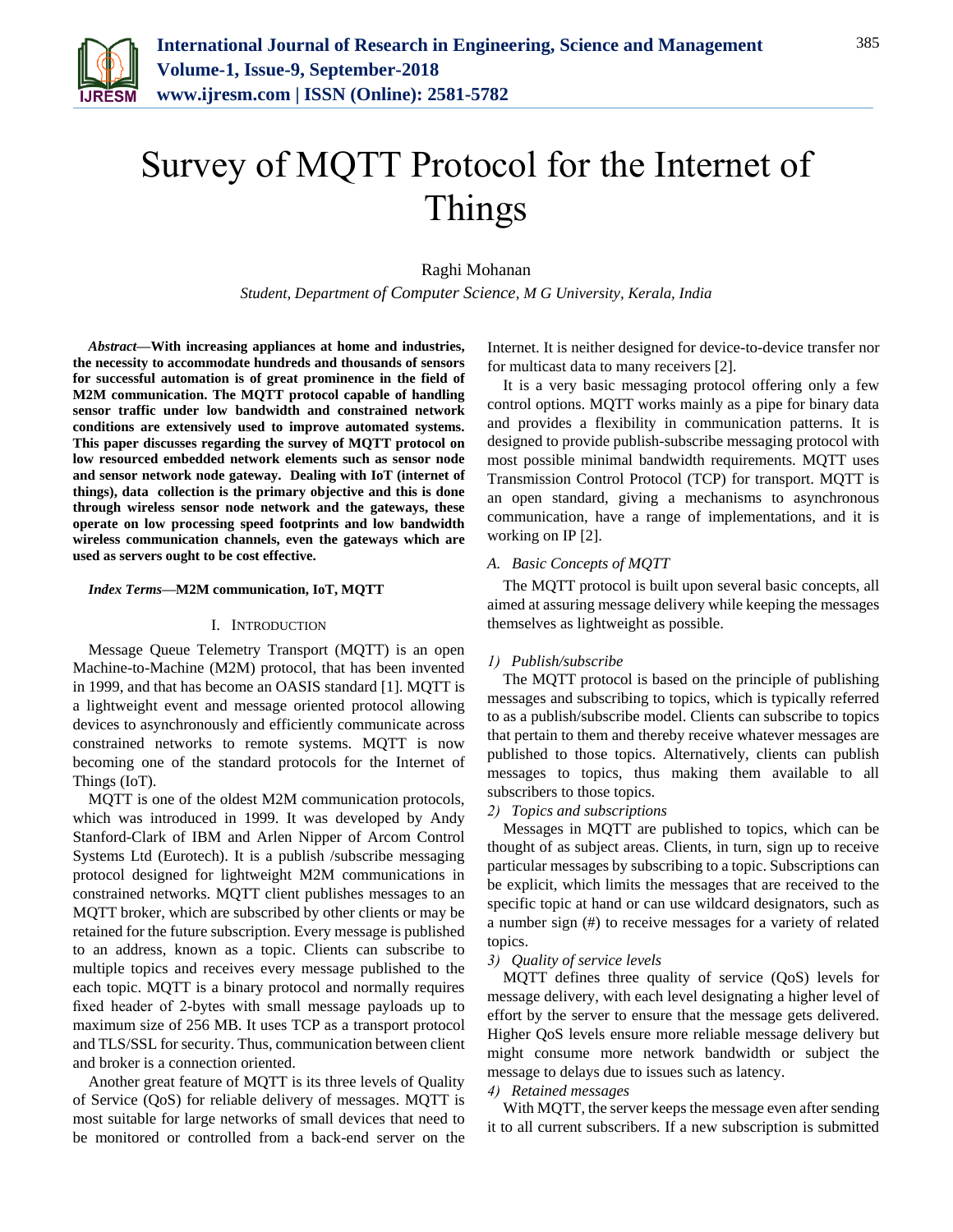# Survey of MQTT Protocol for the Internet of Things

Raghi Mohanan

*Student, Department of Computer Science, M G University, Kerala, India*

***Abstract*—With increasing appliances at home and industries, the necessity to accommodate hundreds and thousands of sensors for successful automation is of great prominence in the field of M2M communication. The MQTT protocol capable of handling sensor traffic under low bandwidth and constrained network conditions are extensively used to improve automated systems. This paper discusses regarding the survey of MQTT protocol on low resourced embedded network elements such as sensor node and sensor network node gateway. Dealing with IoT (internet of things), data collection is the primary objective and this is done through wireless sensor node network and the gateways, these operate on low processing speed footprints and low bandwidth wireless communication channels, even the gateways which are used as servers ought to be cost effective.**

***Index Terms*—M2M communication, IoT, MQTT**

## I. Introduction

Message Queue Telemetry Transport (MQTT) is an open Machine-to-Machine (M2M) protocol, that has been invented in 1999, and that has become an OASIS standard [1]. MQTT is a lightweight event and message oriented protocol allowing devices to asynchronously and efficiently communicate across constrained networks to remote systems. MQTT is now becoming one of the standard protocols for the Internet of Things (IoT).

MQTT is one of the oldest M2M communication protocols, which was introduced in 1999. It was developed by Andy Stanford-Clark of IBM and Arlen Nipper of Arcom Control Systems Ltd (Eurotech). It is a publish /subscribe messaging protocol designed for lightweight M2M communications in constrained networks. MQTT client publishes messages to an MQTT broker, which are subscribed by other clients or may be retained for the future subscription. Every message is published to an address, known as a topic. Clients can subscribe to multiple topics and receives every message published to the each topic. MQTT is a binary protocol and normally requires fixed header of 2-bytes with small message payloads up to maximum size of 256 MB. It uses TCP as a transport protocol and TLS/SSL for security. Thus, communication between client and broker is a connection oriented.

Another great feature of MQTT is its three levels of Quality of Service (QoS) for reliable delivery of messages. MQTT is most suitable for large networks of small devices that need to be monitored or controlled from a back-end server on the Internet. It is neither designed for device-to-device transfer nor for multicast data to many receivers [2].

It is a very basic messaging protocol offering only a few control options. MQTT works mainly as a pipe for binary data and provides a flexibility in communication patterns. It is designed to provide publish-subscribe messaging protocol with most possible minimal bandwidth requirements. MQTT uses Transmission Control Protocol (TCP) for transport. MQTT is an open standard, giving a mechanisms to asynchronous communication, have a range of implementations, and it is working on IP [2].

### A. Basic Concepts of MQTT

The MQTT protocol is built upon several basic concepts, all aimed at assuring message delivery while keeping the messages themselves as lightweight as possible.

#### 1) Publish/subscribe

The MQTT protocol is based on the principle of publishing messages and subscribing to topics, which is typically referred to as a publish/subscribe model. Clients can subscribe to topics that pertain to them and thereby receive whatever messages are published to those topics. Alternatively, clients can publish messages to topics, thus making them available to all subscribers to those topics.

#### 2) Topics and subscriptions

Messages in MQTT are published to topics, which can be thought of as subject areas. Clients, in turn, sign up to receive particular messages by subscribing to a topic. Subscriptions can be explicit, which limits the messages that are received to the specific topic at hand or can use wildcard designators, such as a number sign (#) to receive messages for a variety of related topics.

#### 3) Quality of service levels

MQTT defines three quality of service (QoS) levels for message delivery, with each level designating a higher level of effort by the server to ensure that the message gets delivered. Higher QoS levels ensure more reliable message delivery but might consume more network bandwidth or subject the message to delays due to issues such as latency.

#### 4) Retained messages

With MQTT, the server keeps the message even after sending it to all current subscribers. If a new subscription is submitted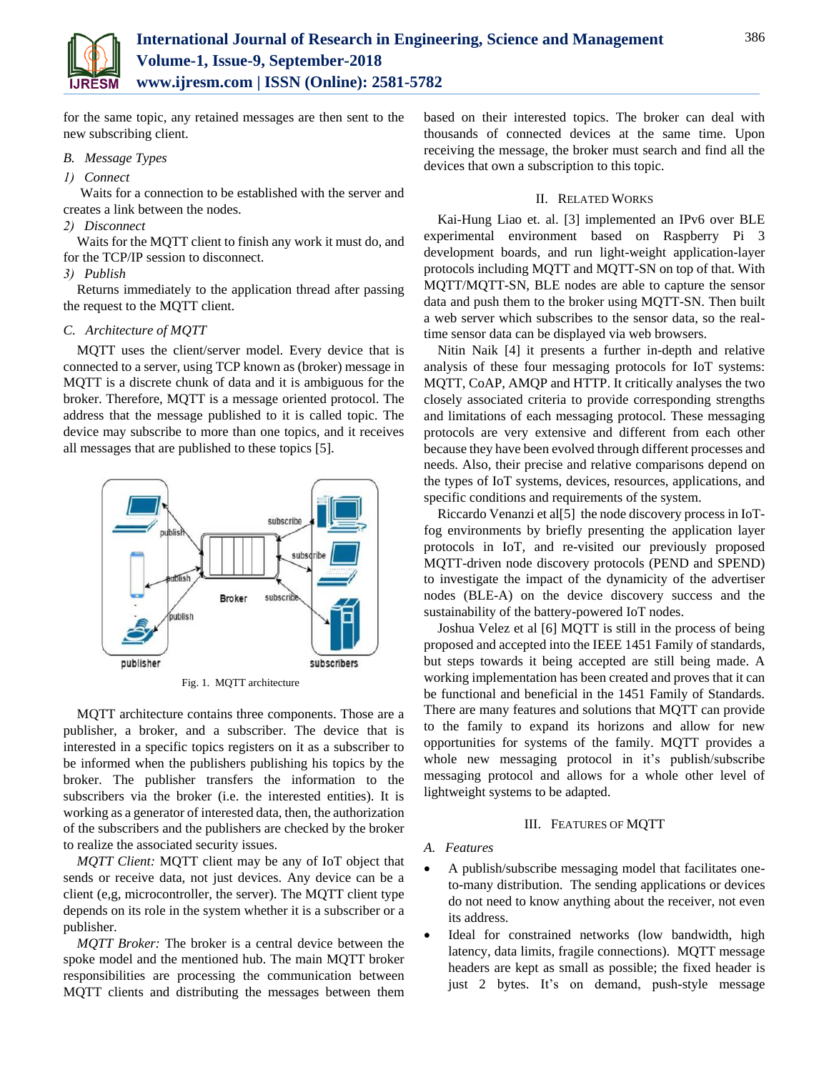for the same topic, any retained messages are then sent to the new subscribing client.

### B. Message Types

#### 1) Connect

Waits for a connection to be established with the server and creates a link between the nodes.

#### 2) Disconnect

Waits for the MQTT client to finish any work it must do, and for the TCP/IP session to disconnect.

#### 3) Publish

Returns immediately to the application thread after passing the request to the MQTT client.

### C. Architecture of MQTT

MQTT uses the client/server model. Every device that is connected to a server, using TCP known as (broker) message in MQTT is a discrete chunk of data and it is ambiguous for the broker. Therefore, MQTT is a message oriented protocol. The address that the message published to it is called topic. The device may subscribe to more than one topics, and it receives all messages that are published to these topics [5].

Fig. 1. MQTT architecture

MQTT architecture contains three components. Those are a publisher, a broker, and a subscriber. The device that is interested in a specific topics registers on it as a subscriber to be informed when the publishers publishing his topics by the broker. The publisher transfers the information to the subscribers via the broker (i.e. the interested entities). It is working as a generator of interested data, then, the authorization of the subscribers and the publishers are checked by the broker to realize the associated security issues.

*MQTT Client:* MQTT client may be any of IoT object that sends or receive data, not just devices. Any device can be a client (e,g, microcontroller, the server). The MQTT client type depends on its role in the system whether it is a subscriber or a publisher.

*MQTT Broker:* The broker is a central device between the spoke model and the mentioned hub. The main MQTT broker responsibilities are processing the communication between MQTT clients and distributing the messages between them based on their interested topics. The broker can deal with thousands of connected devices at the same time. Upon receiving the message, the broker must search and find all the devices that own a subscription to this topic.

## II. Related Works

Kai-Hung Liao et. al. [3] implemented an IPv6 over BLE experimental environment based on Raspberry Pi 3 development boards, and run light-weight application-layer protocols including MQTT and MQTT-SN on top of that. With MQTT/MQTT-SN, BLE nodes are able to capture the sensor data and push them to the broker using MQTT-SN. Then built a web server which subscribes to the sensor data, so the real-time sensor data can be displayed via web browsers.

Nitin Naik [4] it presents a further in-depth and relative analysis of these four messaging protocols for IoT systems: MQTT, CoAP, AMQP and HTTP. It critically analyses the two closely associated criteria to provide corresponding strengths and limitations of each messaging protocol. These messaging protocols are very extensive and different from each other because they have been evolved through different processes and needs. Also, their precise and relative comparisons depend on the types of IoT systems, devices, resources, applications, and specific conditions and requirements of the system.

Riccardo Venanzi et al[5] the node discovery process in IoT-fog environments by briefly presenting the application layer protocols in IoT, and re-visited our previously proposed MQTT-driven node discovery protocols (PEND and SPEND) to investigate the impact of the dynamicity of the advertiser nodes (BLE-A) on the device discovery success and the sustainability of the battery-powered IoT nodes.

Joshua Velez et al [6] MQTT is still in the process of being proposed and accepted into the IEEE 1451 Family of standards, but steps towards it being accepted are still being made. A working implementation has been created and proves that it can be functional and beneficial in the 1451 Family of Standards. There are many features and solutions that MQTT can provide to the family to expand its horizons and allow for new opportunities for systems of the family. MQTT provides a whole new messaging protocol in it's publish/subscribe messaging protocol and allows for a whole other level of lightweight systems to be adapted.

## III. Features of MQTT

### A. Features

- A publish/subscribe messaging model that facilitates one-to-many distribution. The sending applications or devices do not need to know anything about the receiver, not even its address.
- Ideal for constrained networks (low bandwidth, high latency, data limits, fragile connections). MQTT message headers are kept as small as possible; the fixed header is just 2 bytes. It's on demand, push-style message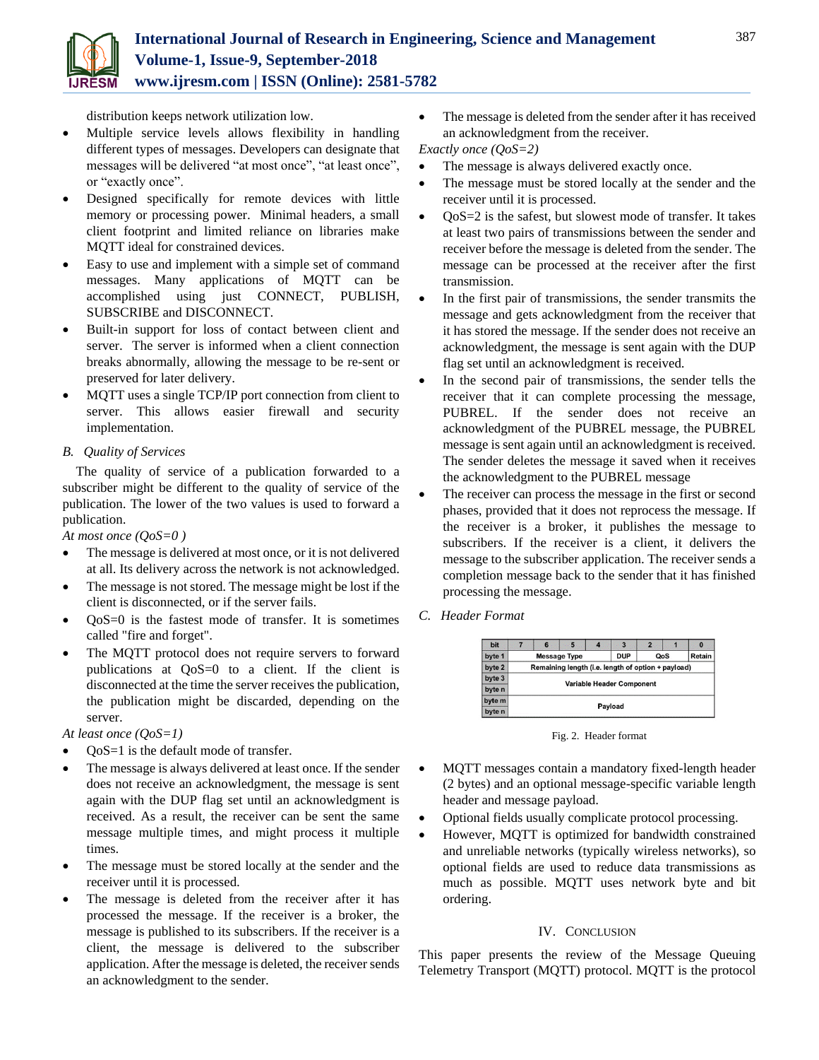distribution keeps network utilization low.

- Multiple service levels allows flexibility in handling different types of messages. Developers can designate that messages will be delivered "at most once", "at least once", or "exactly once".
- Designed specifically for remote devices with little memory or processing power. Minimal headers, a small client footprint and limited reliance on libraries make MQTT ideal for constrained devices.
- Easy to use and implement with a simple set of command messages. Many applications of MQTT can be accomplished using just CONNECT, PUBLISH, SUBSCRIBE and DISCONNECT.
- Built-in support for loss of contact between client and server. The server is informed when a client connection breaks abnormally, allowing the message to be re-sent or preserved for later delivery.
- MQTT uses a single TCP/IP port connection from client to server. This allows easier firewall and security implementation.

### *B. Quality of Services*

The quality of service of a publication forwarded to a subscriber might be different to the quality of service of the publication. The lower of the two values is used to forward a publication.

*At most once (QoS=0 )*

- The message is delivered at most once, or it is not delivered at all. Its delivery across the network is not acknowledged.
- The message is not stored. The message might be lost if the client is disconnected, or if the server fails.
- QoS=0 is the fastest mode of transfer. It is sometimes called "fire and forget".
- The MQTT protocol does not require servers to forward publications at QoS=0 to a client. If the client is disconnected at the time the server receives the publication, the publication might be discarded, depending on the server.

*At least once (QoS=1)*

- QoS=1 is the default mode of transfer.
- The message is always delivered at least once. If the sender does not receive an acknowledgment, the message is sent again with the DUP flag set until an acknowledgment is received. As a result, the receiver can be sent the same message multiple times, and might process it multiple times.
- The message must be stored locally at the sender and the receiver until it is processed.
- The message is deleted from the receiver after it has processed the message. If the receiver is a broker, the message is published to its subscribers. If the receiver is a client, the message is delivered to the subscriber application. After the message is deleted, the receiver sends an acknowledgment to the sender.
- The message is deleted from the sender after it has received an acknowledgment from the receiver.

*Exactly once (QoS=2)*

- The message is always delivered exactly once.
- The message must be stored locally at the sender and the receiver until it is processed.
- QoS=2 is the safest, but slowest mode of transfer. It takes at least two pairs of transmissions between the sender and receiver before the message is deleted from the sender. The message can be processed at the receiver after the first transmission.
- In the first pair of transmissions, the sender transmits the message and gets acknowledgment from the receiver that it has stored the message. If the sender does not receive an acknowledgment, the message is sent again with the DUP flag set until an acknowledgment is received.
- In the second pair of transmissions, the sender tells the receiver that it can complete processing the message, PUBREL. If the sender does not receive an acknowledgment of the PUBREL message, the PUBREL message is sent again until an acknowledgment is received. The sender deletes the message it saved when it receives the acknowledgment to the PUBREL message
- The receiver can process the message in the first or second phases, provided that it does not reprocess the message. If the receiver is a broker, it publishes the message to subscribers. If the receiver is a client, it delivers the message to the subscriber application. The receiver sends a completion message back to the sender that it has finished processing the message.

### *C. Header Format*

| bit | 7 | 6 | 5 | 4 | 3 | 2 | 1 | 0 |
|---|---|---|---|---|---|---|---|---|
| byte 1 | Message Type | | | | DUP | QoS | | Retain |
| byte 2 | Remaining length (i.e. length of option + payload) | | | | | | | |
| byte 3 | Variable Header Component | | | | | | | |
| byte n | | | | | | | | |
| byte m | Payload | | | | | | | |
| byte n | | | | | | | | |

Fig. 2. Header format

- MQTT messages contain a mandatory fixed-length header (2 bytes) and an optional message-specific variable length header and message payload.
- Optional fields usually complicate protocol processing.
- However, MQTT is optimized for bandwidth constrained and unreliable networks (typically wireless networks), so optional fields are used to reduce data transmissions as much as possible. MQTT uses network byte and bit ordering.

## IV. Conclusion

This paper presents the review of the Message Queuing Telemetry Transport (MQTT) protocol. MQTT is the protocol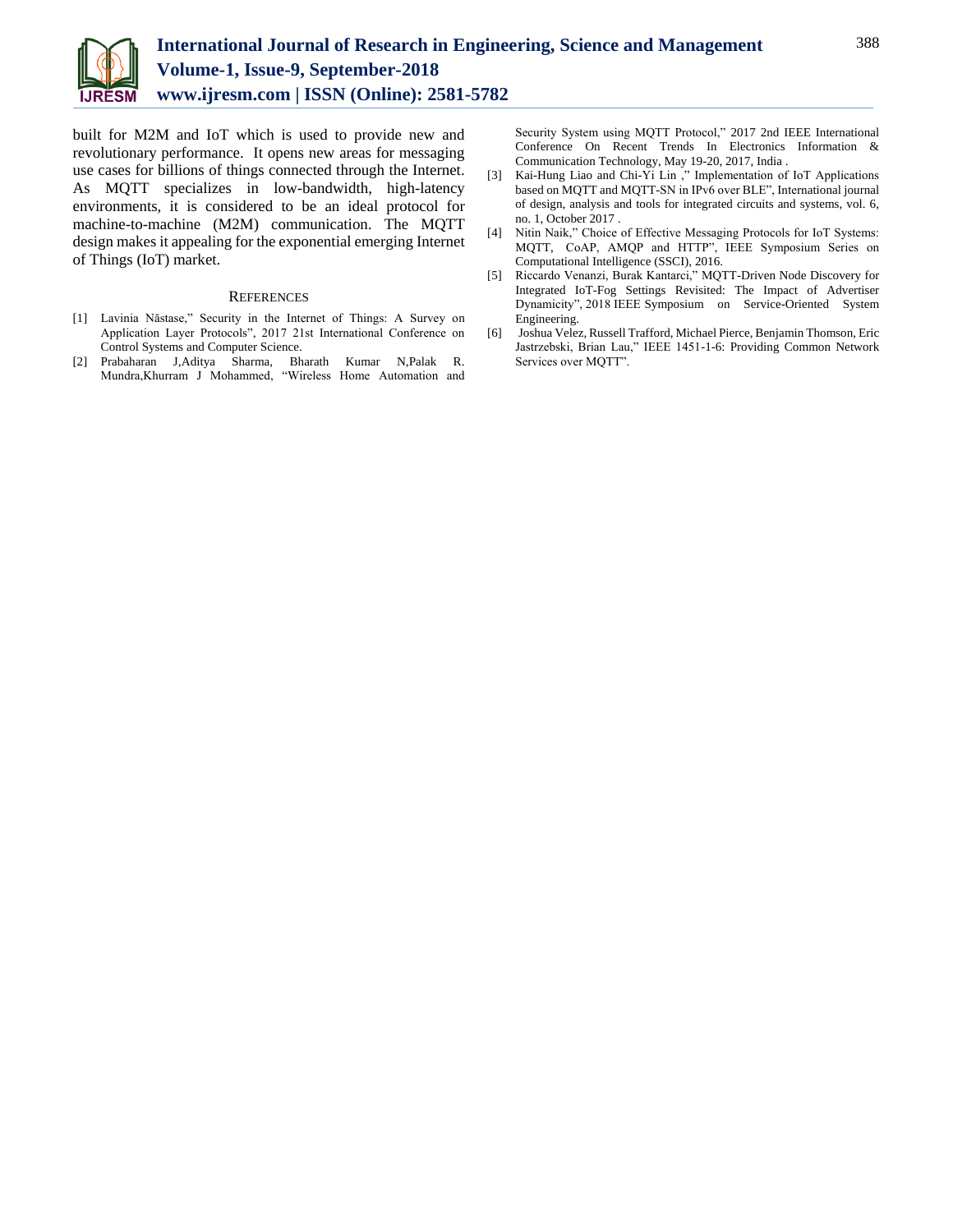built for M2M and IoT which is used to provide new and revolutionary performance. It opens new areas for messaging use cases for billions of things connected through the Internet. As MQTT specializes in low-bandwidth, high-latency environments, it is considered to be an ideal protocol for machine-to-machine (M2M) communication. The MQTT design makes it appealing for the exponential emerging Internet of Things (IoT) market.

## REFERENCES

[1] Lavinia Năstase," Security in the Internet of Things: A Survey on Application Layer Protocols", 2017 21st International Conference on Control Systems and Computer Science.

[2] Prabaharan J,Aditya Sharma, Bharath Kumar N,Palak R. Mundra,Khurram J Mohammed, "Wireless Home Automation and Security System using MQTT Protocol," 2017 2nd IEEE International Conference On Recent Trends In Electronics Information & Communication Technology, May 19-20, 2017, India .

[3] Kai-Hung Liao and Chi-Yi Lin ," Implementation of IoT Applications based on MQTT and MQTT-SN in IPv6 over BLE", International journal of design, analysis and tools for integrated circuits and systems, vol. 6, no. 1, October 2017 .

[4] Nitin Naik," Choice of Effective Messaging Protocols for IoT Systems: MQTT, CoAP, AMQP and HTTP", IEEE Symposium Series on Computational Intelligence (SSCI), 2016.

[5] Riccardo Venanzi, Burak Kantarci," MQTT-Driven Node Discovery for Integrated IoT-Fog Settings Revisited: The Impact of Advertiser Dynamicity", 2018 IEEE Symposium on Service-Oriented System Engineering.

[6] Joshua Velez, Russell Trafford, Michael Pierce, Benjamin Thomson, Eric Jastrzebski, Brian Lau," IEEE 1451-1-6: Providing Common Network Services over MQTT".